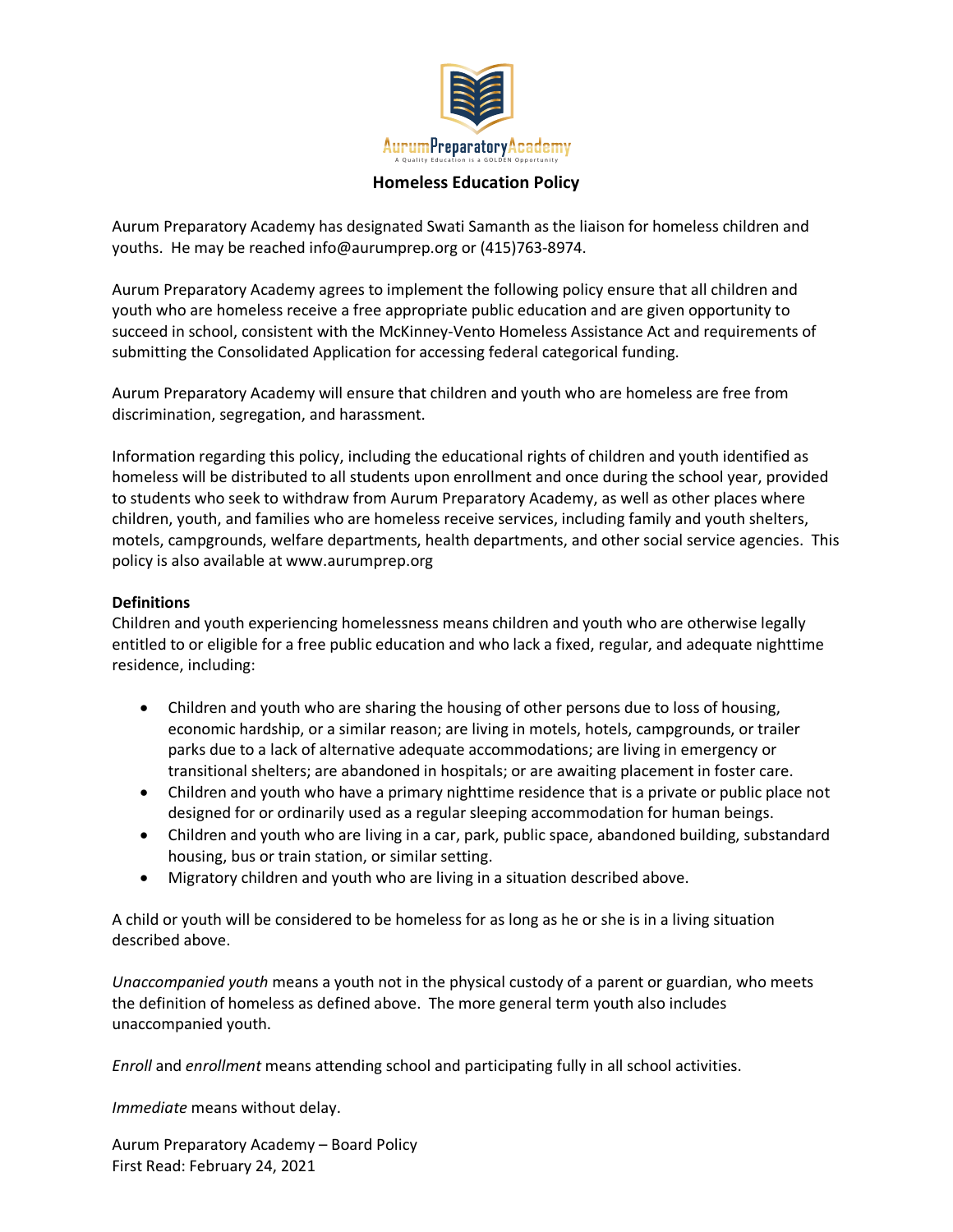AurumPreparatoryAcademy

A Quality Education is a GOLDEN Opportunity

# Homeless Education Policy

Aurum Preparatory Academy has designated Swati Samanth as the liaison for homeless children and youths. He may be reached info@aurumprep.org or (415)763-8974.

Aurum Preparatory Academy agrees to implement the following policy ensure that all children and youth who are homeless receive a free appropriate public education and are given opportunity to succeed in school, consistent with the McKinney-Vento Homeless Assistance Act and requirements of submitting the Consolidated Application for accessing federal categorical funding.

Aurum Preparatory Academy will ensure that children and youth who are homeless are free from discrimination, segregation, and harassment.

Information regarding this policy, including the educational rights of children and youth identified as homeless will be distributed to all students upon enrollment and once during the school year, provided to students who seek to withdraw from Aurum Preparatory Academy, as well as other places where children, youth, and families who are homeless receive services, including family and youth shelters, motels, campgrounds, welfare departments, health departments, and other social service agencies. This policy is also available at www.aurumprep.org

**Definitions**

Children and youth experiencing homelessness means children and youth who are otherwise legally entitled to or eligible for a free public education and who lack a fixed, regular, and adequate nighttime residence, including:

- Children and youth who are sharing the housing of other persons due to loss of housing, economic hardship, or a similar reason; are living in motels, hotels, campgrounds, or trailer parks due to a lack of alternative adequate accommodations; are living in emergency or transitional shelters; are abandoned in hospitals; or are awaiting placement in foster care.
- Children and youth who have a primary nighttime residence that is a private or public place not designed for or ordinarily used as a regular sleeping accommodation for human beings.
- Children and youth who are living in a car, park, public space, abandoned building, substandard housing, bus or train station, or similar setting.
- Migratory children and youth who are living in a situation described above.

A child or youth will be considered to be homeless for as long as he or she is in a living situation described above.

*Unaccompanied youth* means a youth not in the physical custody of a parent or guardian, who meets the definition of homeless as defined above. The more general term youth also includes unaccompanied youth.

*Enroll* and *enrollment* means attending school and participating fully in all school activities.

*Immediate* means without delay.

Aurum Preparatory Academy – Board Policy
First Read: February 24, 2021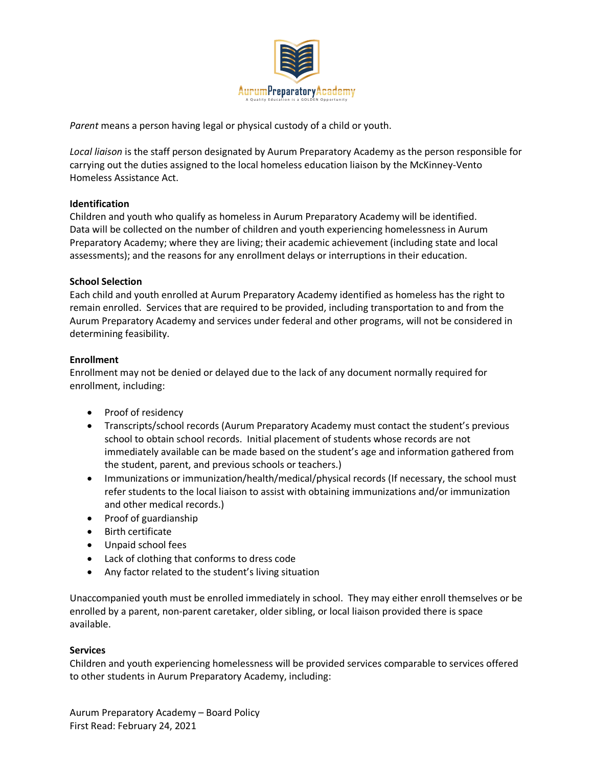*Parent* means a person having legal or physical custody of a child or youth.

*Local liaison* is the staff person designated by Aurum Preparatory Academy as the person responsible for carrying out the duties assigned to the local homeless education liaison by the McKinney-Vento Homeless Assistance Act.

**Identification**
Children and youth who qualify as homeless in Aurum Preparatory Academy will be identified. Data will be collected on the number of children and youth experiencing homelessness in Aurum Preparatory Academy; where they are living; their academic achievement (including state and local assessments); and the reasons for any enrollment delays or interruptions in their education.

**School Selection**
Each child and youth enrolled at Aurum Preparatory Academy identified as homeless has the right to remain enrolled. Services that are required to be provided, including transportation to and from the Aurum Preparatory Academy and services under federal and other programs, will not be considered in determining feasibility.

**Enrollment**
Enrollment may not be denied or delayed due to the lack of any document normally required for enrollment, including:

- Proof of residency
- Transcripts/school records (Aurum Preparatory Academy must contact the student's previous school to obtain school records. Initial placement of students whose records are not immediately available can be made based on the student's age and information gathered from the student, parent, and previous schools or teachers.)
- Immunizations or immunization/health/medical/physical records (If necessary, the school must refer students to the local liaison to assist with obtaining immunizations and/or immunization and other medical records.)
- Proof of guardianship
- Birth certificate
- Unpaid school fees
- Lack of clothing that conforms to dress code
- Any factor related to the student's living situation

Unaccompanied youth must be enrolled immediately in school. They may either enroll themselves or be enrolled by a parent, non-parent caretaker, older sibling, or local liaison provided there is space available.

**Services**
Children and youth experiencing homelessness will be provided services comparable to services offered to other students in Aurum Preparatory Academy, including: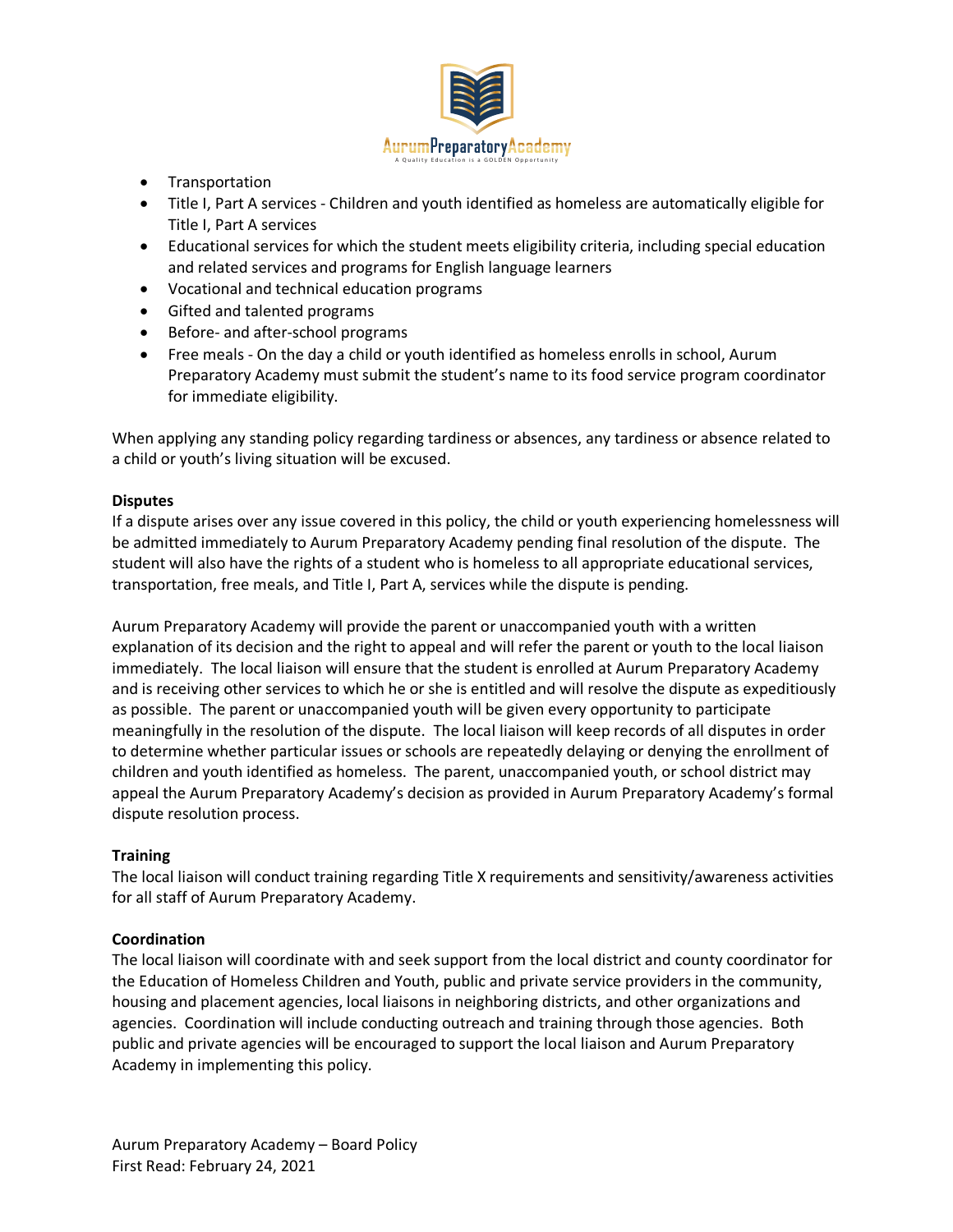- Transportation
- Title I, Part A services - Children and youth identified as homeless are automatically eligible for Title I, Part A services
- Educational services for which the student meets eligibility criteria, including special education and related services and programs for English language learners
- Vocational and technical education programs
- Gifted and talented programs
- Before- and after-school programs
- Free meals - On the day a child or youth identified as homeless enrolls in school, Aurum Preparatory Academy must submit the student's name to its food service program coordinator for immediate eligibility.

When applying any standing policy regarding tardiness or absences, any tardiness or absence related to a child or youth's living situation will be excused.

**Disputes**

If a dispute arises over any issue covered in this policy, the child or youth experiencing homelessness will be admitted immediately to Aurum Preparatory Academy pending final resolution of the dispute. The student will also have the rights of a student who is homeless to all appropriate educational services, transportation, free meals, and Title I, Part A, services while the dispute is pending.

Aurum Preparatory Academy will provide the parent or unaccompanied youth with a written explanation of its decision and the right to appeal and will refer the parent or youth to the local liaison immediately. The local liaison will ensure that the student is enrolled at Aurum Preparatory Academy and is receiving other services to which he or she is entitled and will resolve the dispute as expeditiously as possible. The parent or unaccompanied youth will be given every opportunity to participate meaningfully in the resolution of the dispute. The local liaison will keep records of all disputes in order to determine whether particular issues or schools are repeatedly delaying or denying the enrollment of children and youth identified as homeless. The parent, unaccompanied youth, or school district may appeal the Aurum Preparatory Academy's decision as provided in Aurum Preparatory Academy's formal dispute resolution process.

**Training**

The local liaison will conduct training regarding Title X requirements and sensitivity/awareness activities for all staff of Aurum Preparatory Academy.

**Coordination**

The local liaison will coordinate with and seek support from the local district and county coordinator for the Education of Homeless Children and Youth, public and private service providers in the community, housing and placement agencies, local liaisons in neighboring districts, and other organizations and agencies. Coordination will include conducting outreach and training through those agencies. Both public and private agencies will be encouraged to support the local liaison and Aurum Preparatory Academy in implementing this policy.